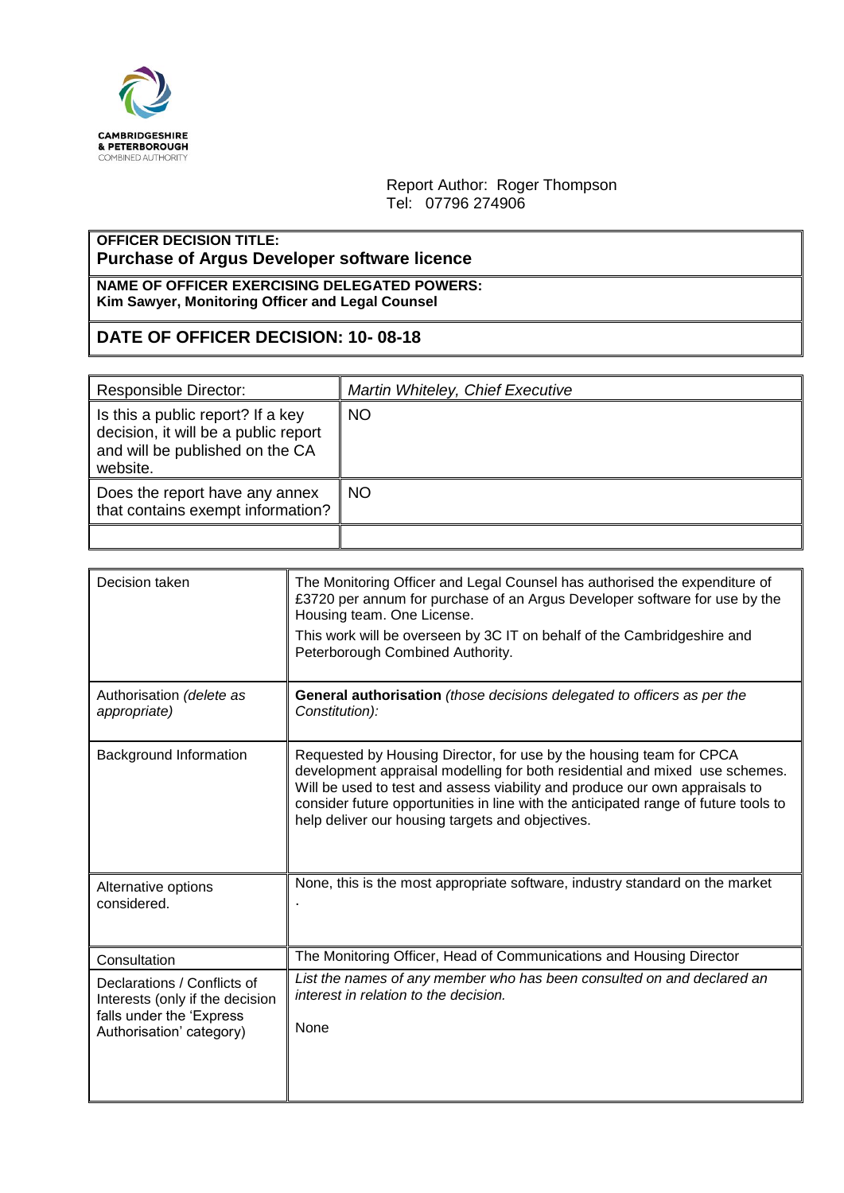CAMBRIDGESHIRE
& PETERBOROUGH
COMBINED AUTHORITY

Report Author: Roger Thompson
Tel: 07796 274906

| |
|---|
| **OFFICER DECISION TITLE:**<br>**Purchase of Argus Developer software licence** |
| **NAME OF OFFICER EXERCISING DELEGATED POWERS:**<br>**Kim Sawyer, Monitoring Officer and Legal Counsel** |
| **DATE OF OFFICER DECISION: 10- 08-18** |

| | |
|---|---|
| Responsible Director: | *Martin Whiteley, Chief Executive* |
| Is this a public report? If a key decision, it will be a public report and will be published on the CA website. | NO |
| Does the report have any annex that contains exempt information? | NO |
| | |

| | |
|---|---|
| Decision taken | The Monitoring Officer and Legal Counsel has authorised the expenditure of £3720 per annum for purchase of an Argus Developer software for use by the Housing team. One License.<br>This work will be overseen by 3C IT on behalf of the Cambridgeshire and Peterborough Combined Authority. |
| Authorisation *(delete as appropriate)* | **General authorisation** *(those decisions delegated to officers as per the Constitution):* |
| Background Information | Requested by Housing Director, for use by the housing team for CPCA development appraisal modelling for both residential and mixed use schemes. Will be used to test and assess viability and produce our own appraisals to consider future opportunities in line with the anticipated range of future tools to help deliver our housing targets and objectives. |
| Alternative options considered. | None, this is the most appropriate software, industry standard on the market<br>. |
| Consultation | The Monitoring Officer, Head of Communications and Housing Director |
| Declarations / Conflicts of Interests (only if the decision falls under the 'Express Authorisation' category) | *List the names of any member who has been consulted on and declared an interest in relation to the decision.*<br><br>None |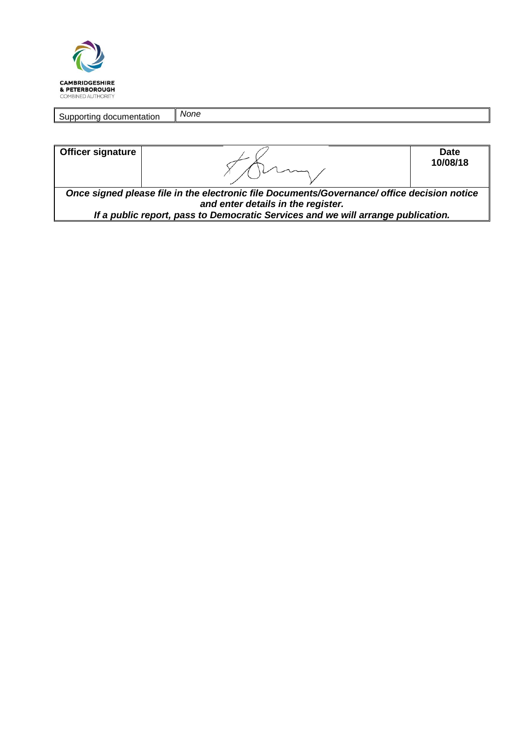CAMBRIDGESHIRE
& PETERBOROUGH
COMBINED AUTHORITY

| | |
|---|---|
| Supporting documentation | *None* |

| | | |
|---|---|---|
| **Officer signature** | | **Date 10/08/18** |

***Once signed please file in the electronic file Documents/Governance/ office decision notice and enter details in the register.***

***If a public report, pass to Democratic Services and we will arrange publication.***